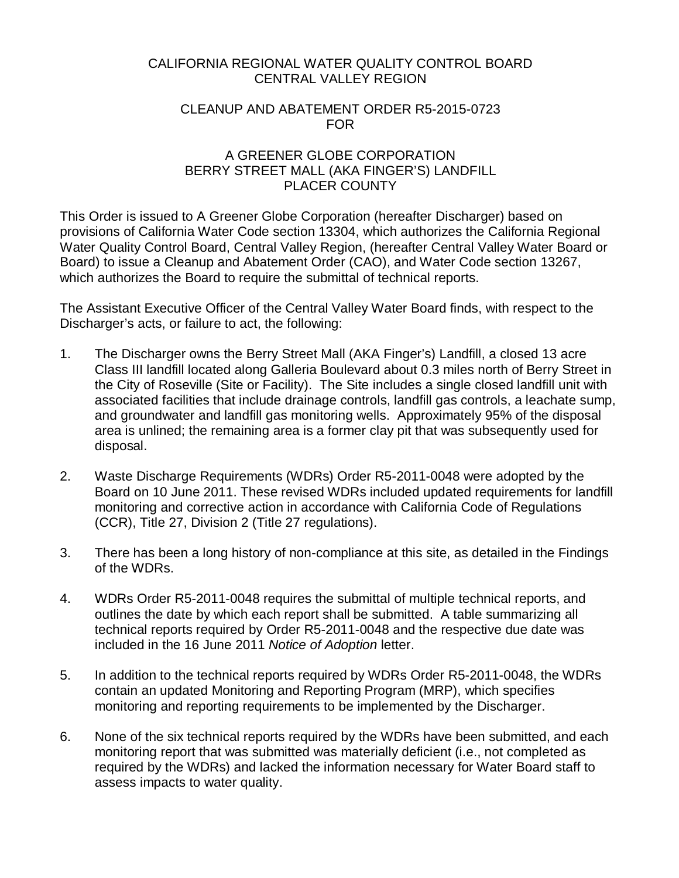# CALIFORNIA REGIONAL WATER QUALITY CONTROL BOARD
# CENTRAL VALLEY REGION

## CLEANUP AND ABATEMENT ORDER R5-2015-0723
## FOR

## A GREENER GLOBE CORPORATION
## BERRY STREET MALL (AKA FINGER'S) LANDFILL
## PLACER COUNTY

This Order is issued to A Greener Globe Corporation (hereafter Discharger) based on provisions of California Water Code section 13304, which authorizes the California Regional Water Quality Control Board, Central Valley Region, (hereafter Central Valley Water Board or Board) to issue a Cleanup and Abatement Order (CAO), and Water Code section 13267, which authorizes the Board to require the submittal of technical reports.

The Assistant Executive Officer of the Central Valley Water Board finds, with respect to the Discharger's acts, or failure to act, the following:

1. The Discharger owns the Berry Street Mall (AKA Finger's) Landfill, a closed 13 acre Class III landfill located along Galleria Boulevard about 0.3 miles north of Berry Street in the City of Roseville (Site or Facility). The Site includes a single closed landfill unit with associated facilities that include drainage controls, landfill gas controls, a leachate sump, and groundwater and landfill gas monitoring wells. Approximately 95% of the disposal area is unlined; the remaining area is a former clay pit that was subsequently used for disposal.

2. Waste Discharge Requirements (WDRs) Order R5-2011-0048 were adopted by the Board on 10 June 2011. These revised WDRs included updated requirements for landfill monitoring and corrective action in accordance with California Code of Regulations (CCR), Title 27, Division 2 (Title 27 regulations).

3. There has been a long history of non-compliance at this site, as detailed in the Findings of the WDRs.

4. WDRs Order R5-2011-0048 requires the submittal of multiple technical reports, and outlines the date by which each report shall be submitted. A table summarizing all technical reports required by Order R5-2011-0048 and the respective due date was included in the 16 June 2011 *Notice of Adoption* letter.

5. In addition to the technical reports required by WDRs Order R5-2011-0048, the WDRs contain an updated Monitoring and Reporting Program (MRP), which specifies monitoring and reporting requirements to be implemented by the Discharger.

6. None of the six technical reports required by the WDRs have been submitted, and each monitoring report that was submitted was materially deficient (i.e., not completed as required by the WDRs) and lacked the information necessary for Water Board staff to assess impacts to water quality.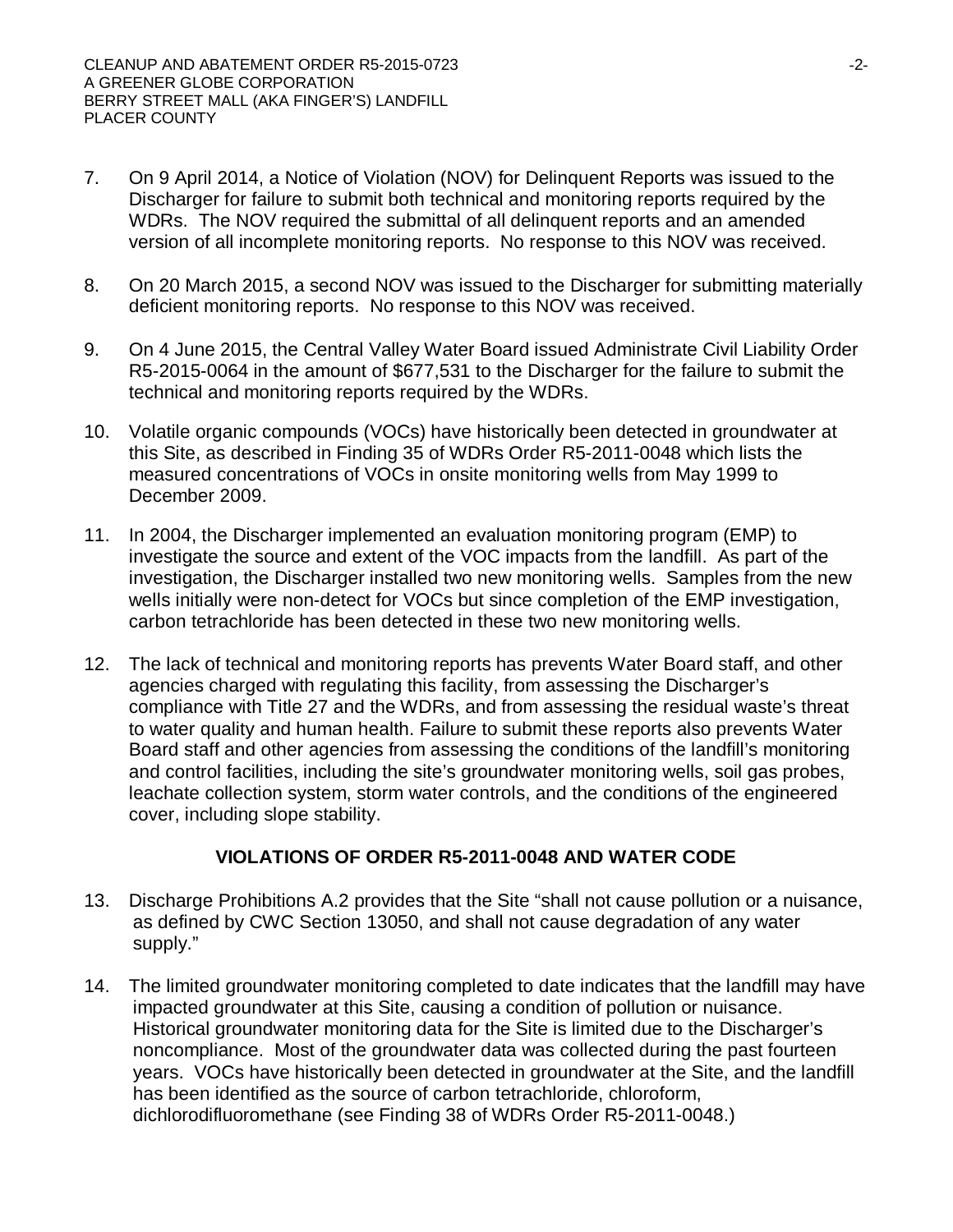7. On 9 April 2014, a Notice of Violation (NOV) for Delinquent Reports was issued to the Discharger for failure to submit both technical and monitoring reports required by the WDRs. The NOV required the submittal of all delinquent reports and an amended version of all incomplete monitoring reports. No response to this NOV was received.

8. On 20 March 2015, a second NOV was issued to the Discharger for submitting materially deficient monitoring reports. No response to this NOV was received.

9. On 4 June 2015, the Central Valley Water Board issued Administrate Civil Liability Order R5-2015-0064 in the amount of $677,531 to the Discharger for the failure to submit the technical and monitoring reports required by the WDRs.

10. Volatile organic compounds (VOCs) have historically been detected in groundwater at this Site, as described in Finding 35 of WDRs Order R5-2011-0048 which lists the measured concentrations of VOCs in onsite monitoring wells from May 1999 to December 2009.

11. In 2004, the Discharger implemented an evaluation monitoring program (EMP) to investigate the source and extent of the VOC impacts from the landfill. As part of the investigation, the Discharger installed two new monitoring wells. Samples from the new wells initially were non-detect for VOCs but since completion of the EMP investigation, carbon tetrachloride has been detected in these two new monitoring wells.

12. The lack of technical and monitoring reports has prevents Water Board staff, and other agencies charged with regulating this facility, from assessing the Discharger's compliance with Title 27 and the WDRs, and from assessing the residual waste's threat to water quality and human health. Failure to submit these reports also prevents Water Board staff and other agencies from assessing the conditions of the landfill's monitoring and control facilities, including the site's groundwater monitoring wells, soil gas probes, leachate collection system, storm water controls, and the conditions of the engineered cover, including slope stability.

## VIOLATIONS OF ORDER R5-2011-0048 AND WATER CODE

13. Discharge Prohibitions A.2 provides that the Site "shall not cause pollution or a nuisance, as defined by CWC Section 13050, and shall not cause degradation of any water supply."

14. The limited groundwater monitoring completed to date indicates that the landfill may have impacted groundwater at this Site, causing a condition of pollution or nuisance. Historical groundwater monitoring data for the Site is limited due to the Discharger's noncompliance. Most of the groundwater data was collected during the past fourteen years. VOCs have historically been detected in groundwater at the Site, and the landfill has been identified as the source of carbon tetrachloride, chloroform, dichlorodifluoromethane (see Finding 38 of WDRs Order R5-2011-0048.)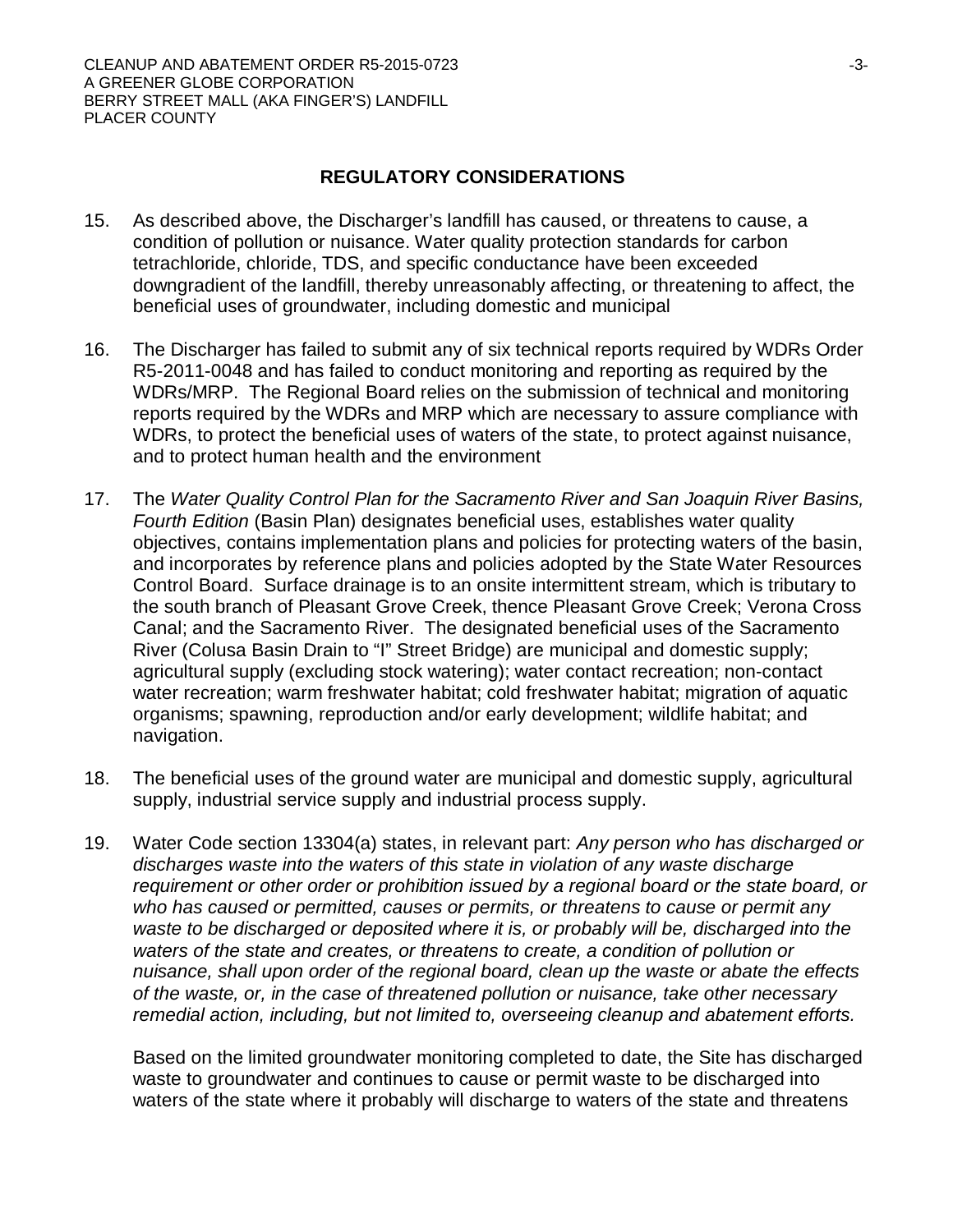## REGULATORY CONSIDERATIONS

15. As described above, the Discharger's landfill has caused, or threatens to cause, a condition of pollution or nuisance. Water quality protection standards for carbon tetrachloride, chloride, TDS, and specific conductance have been exceeded downgradient of the landfill, thereby unreasonably affecting, or threatening to affect, the beneficial uses of groundwater, including domestic and municipal

16. The Discharger has failed to submit any of six technical reports required by WDRs Order R5-2011-0048 and has failed to conduct monitoring and reporting as required by the WDRs/MRP. The Regional Board relies on the submission of technical and monitoring reports required by the WDRs and MRP which are necessary to assure compliance with WDRs, to protect the beneficial uses of waters of the state, to protect against nuisance, and to protect human health and the environment

17. The *Water Quality Control Plan for the Sacramento River and San Joaquin River Basins, Fourth Edition* (Basin Plan) designates beneficial uses, establishes water quality objectives, contains implementation plans and policies for protecting waters of the basin, and incorporates by reference plans and policies adopted by the State Water Resources Control Board. Surface drainage is to an onsite intermittent stream, which is tributary to the south branch of Pleasant Grove Creek, thence Pleasant Grove Creek; Verona Cross Canal; and the Sacramento River. The designated beneficial uses of the Sacramento River (Colusa Basin Drain to "I" Street Bridge) are municipal and domestic supply; agricultural supply (excluding stock watering); water contact recreation; non-contact water recreation; warm freshwater habitat; cold freshwater habitat; migration of aquatic organisms; spawning, reproduction and/or early development; wildlife habitat; and navigation.

18. The beneficial uses of the ground water are municipal and domestic supply, agricultural supply, industrial service supply and industrial process supply.

19. Water Code section 13304(a) states, in relevant part: *Any person who has discharged or discharges waste into the waters of this state in violation of any waste discharge requirement or other order or prohibition issued by a regional board or the state board, or who has caused or permitted, causes or permits, or threatens to cause or permit any waste to be discharged or deposited where it is, or probably will be, discharged into the waters of the state and creates, or threatens to create, a condition of pollution or nuisance, shall upon order of the regional board, clean up the waste or abate the effects of the waste, or, in the case of threatened pollution or nuisance, take other necessary remedial action, including, but not limited to, overseeing cleanup and abatement efforts.*

    Based on the limited groundwater monitoring completed to date, the Site has discharged waste to groundwater and continues to cause or permit waste to be discharged into waters of the state where it probably will discharge to waters of the state and threatens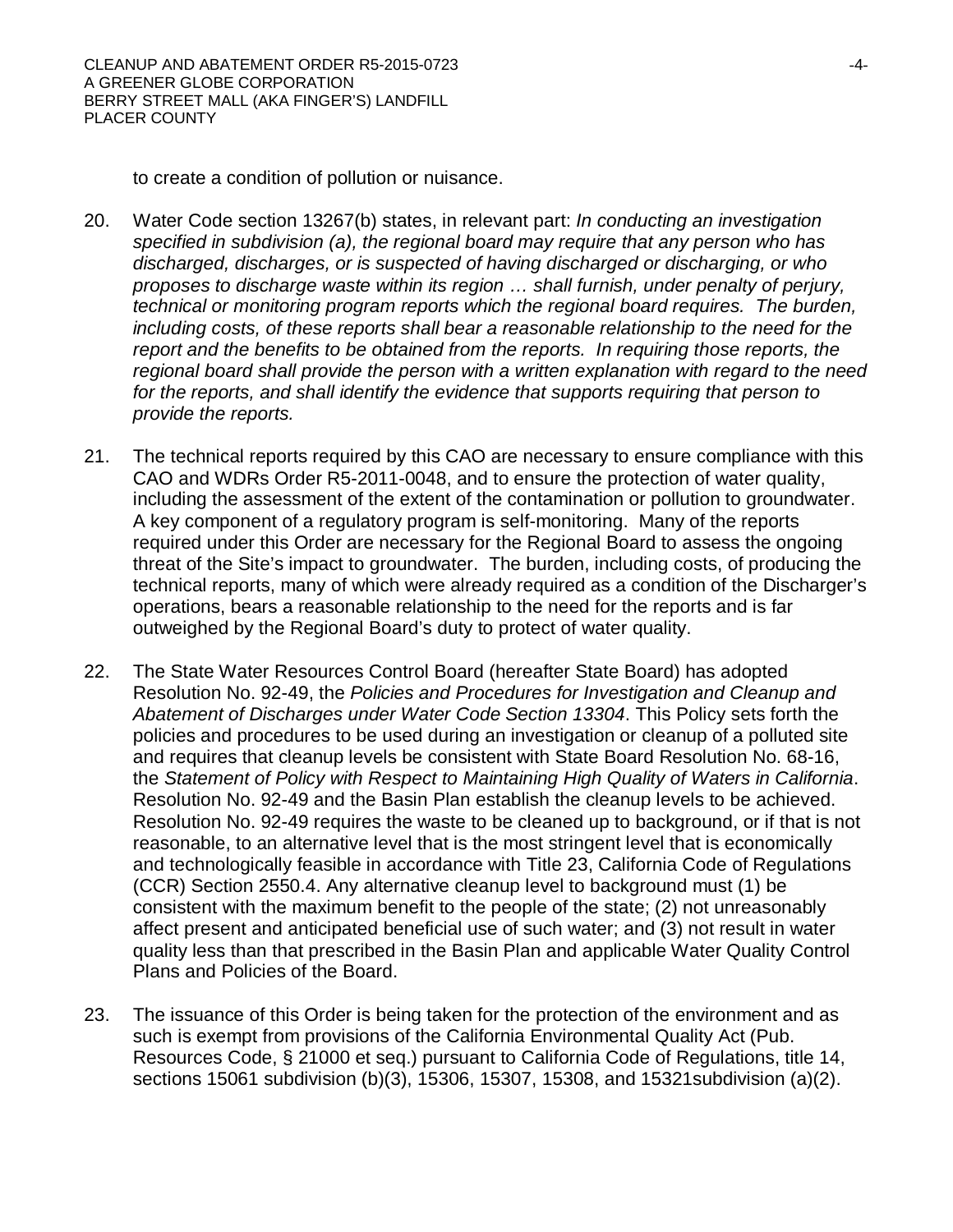to create a condition of pollution or nuisance.

20. Water Code section 13267(b) states, in relevant part: *In conducting an investigation specified in subdivision (a), the regional board may require that any person who has discharged, discharges, or is suspected of having discharged or discharging, or who proposes to discharge waste within its region … shall furnish, under penalty of perjury, technical or monitoring program reports which the regional board requires. The burden, including costs, of these reports shall bear a reasonable relationship to the need for the report and the benefits to be obtained from the reports. In requiring those reports, the regional board shall provide the person with a written explanation with regard to the need for the reports, and shall identify the evidence that supports requiring that person to provide the reports.*

21. The technical reports required by this CAO are necessary to ensure compliance with this CAO and WDRs Order R5-2011-0048, and to ensure the protection of water quality, including the assessment of the extent of the contamination or pollution to groundwater. A key component of a regulatory program is self-monitoring. Many of the reports required under this Order are necessary for the Regional Board to assess the ongoing threat of the Site's impact to groundwater. The burden, including costs, of producing the technical reports, many of which were already required as a condition of the Discharger's operations, bears a reasonable relationship to the need for the reports and is far outweighed by the Regional Board's duty to protect of water quality.

22. The State Water Resources Control Board (hereafter State Board) has adopted Resolution No. 92-49, the *Policies and Procedures for Investigation and Cleanup and Abatement of Discharges under Water Code Section 13304*. This Policy sets forth the policies and procedures to be used during an investigation or cleanup of a polluted site and requires that cleanup levels be consistent with State Board Resolution No. 68-16, the *Statement of Policy with Respect to Maintaining High Quality of Waters in California*. Resolution No. 92-49 and the Basin Plan establish the cleanup levels to be achieved. Resolution No. 92-49 requires the waste to be cleaned up to background, or if that is not reasonable, to an alternative level that is the most stringent level that is economically and technologically feasible in accordance with Title 23, California Code of Regulations (CCR) Section 2550.4. Any alternative cleanup level to background must (1) be consistent with the maximum benefit to the people of the state; (2) not unreasonably affect present and anticipated beneficial use of such water; and (3) not result in water quality less than that prescribed in the Basin Plan and applicable Water Quality Control Plans and Policies of the Board.

23. The issuance of this Order is being taken for the protection of the environment and as such is exempt from provisions of the California Environmental Quality Act (Pub. Resources Code, § 21000 et seq.) pursuant to California Code of Regulations, title 14, sections 15061 subdivision (b)(3), 15306, 15307, 15308, and 15321subdivision (a)(2).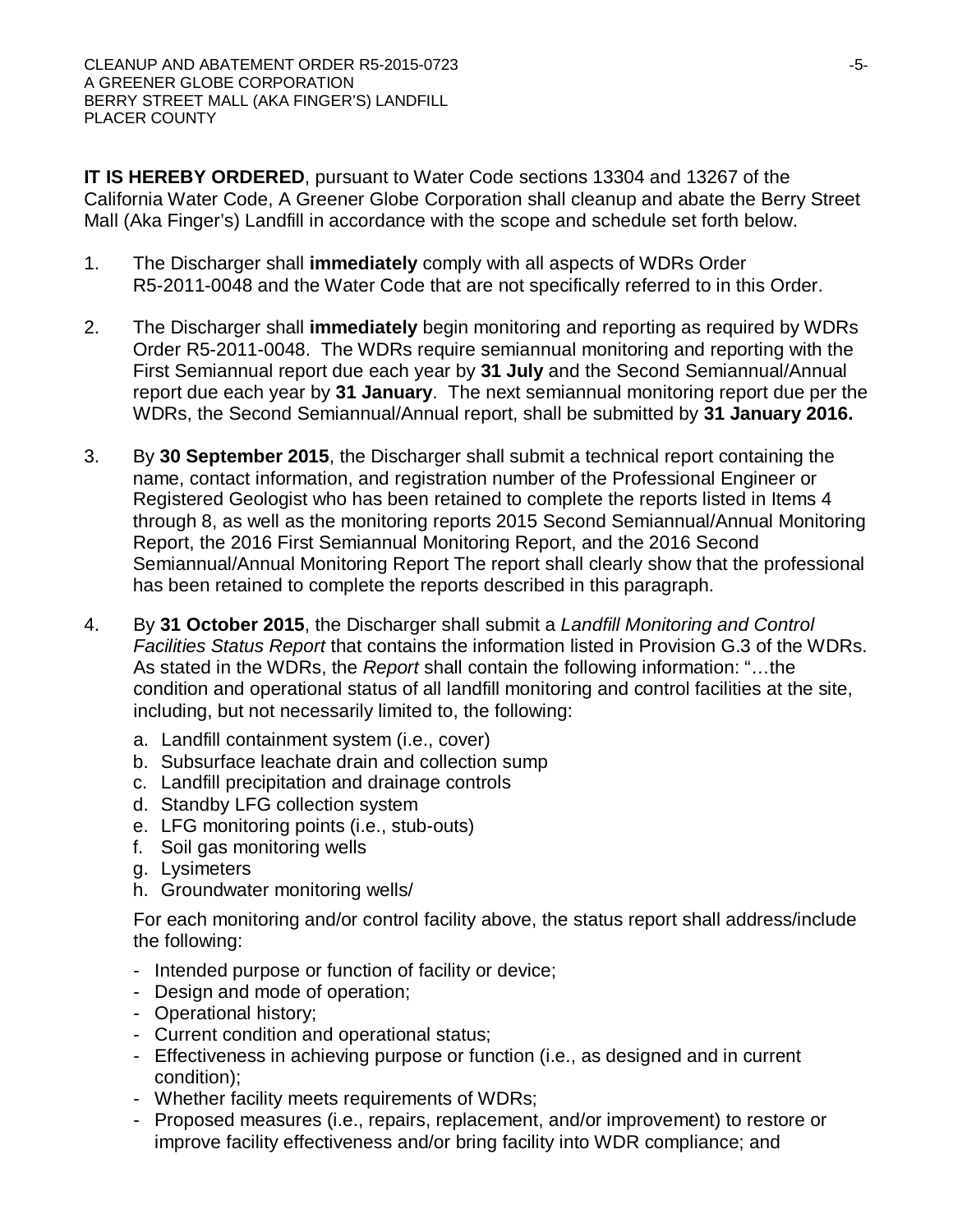**IT IS HEREBY ORDERED**, pursuant to Water Code sections 13304 and 13267 of the California Water Code, A Greener Globe Corporation shall cleanup and abate the Berry Street Mall (Aka Finger's) Landfill in accordance with the scope and schedule set forth below.

1. The Discharger shall **immediately** comply with all aspects of WDRs Order R5-2011-0048 and the Water Code that are not specifically referred to in this Order.

2. The Discharger shall **immediately** begin monitoring and reporting as required by WDRs Order R5-2011-0048. The WDRs require semiannual monitoring and reporting with the First Semiannual report due each year by **31 July** and the Second Semiannual/Annual report due each year by **31 January**. The next semiannual monitoring report due per the WDRs, the Second Semiannual/Annual report, shall be submitted by **31 January 2016.**

3. By **30 September 2015**, the Discharger shall submit a technical report containing the name, contact information, and registration number of the Professional Engineer or Registered Geologist who has been retained to complete the reports listed in Items 4 through 8, as well as the monitoring reports 2015 Second Semiannual/Annual Monitoring Report, the 2016 First Semiannual Monitoring Report, and the 2016 Second Semiannual/Annual Monitoring Report The report shall clearly show that the professional has been retained to complete the reports described in this paragraph.

4. By **31 October 2015**, the Discharger shall submit a *Landfill Monitoring and Control Facilities Status Report* that contains the information listed in Provision G.3 of the WDRs. As stated in the WDRs, the *Report* shall contain the following information: "…the condition and operational status of all landfill monitoring and control facilities at the site, including, but not necessarily limited to, the following:

   a. Landfill containment system (i.e., cover)
   b. Subsurface leachate drain and collection sump
   c. Landfill precipitation and drainage controls
   d. Standby LFG collection system
   e. LFG monitoring points (i.e., stub-outs)
   f. Soil gas monitoring wells
   g. Lysimeters
   h. Groundwater monitoring wells/

   For each monitoring and/or control facility above, the status report shall address/include the following:

   - Intended purpose or function of facility or device;
   - Design and mode of operation;
   - Operational history;
   - Current condition and operational status;
   - Effectiveness in achieving purpose or function (i.e., as designed and in current condition);
   - Whether facility meets requirements of WDRs;
   - Proposed measures (i.e., repairs, replacement, and/or improvement) to restore or improve facility effectiveness and/or bring facility into WDR compliance; and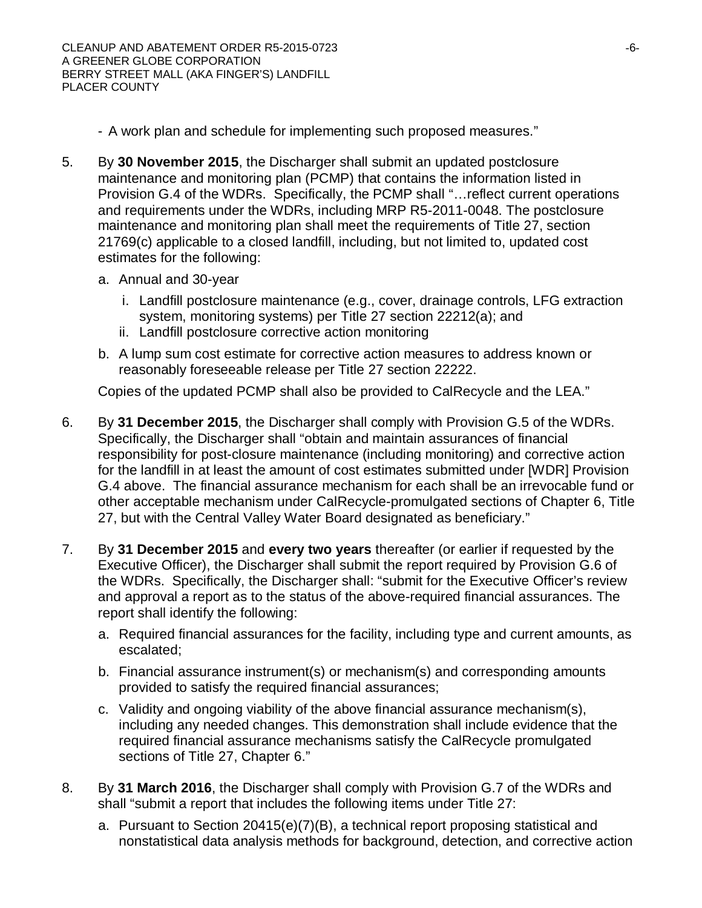- A work plan and schedule for implementing such proposed measures."

5. By **30 November 2015**, the Discharger shall submit an updated postclosure maintenance and monitoring plan (PCMP) that contains the information listed in Provision G.4 of the WDRs. Specifically, the PCMP shall "…reflect current operations and requirements under the WDRs, including MRP R5-2011-0048. The postclosure maintenance and monitoring plan shall meet the requirements of Title 27, section 21769(c) applicable to a closed landfill, including, but not limited to, updated cost estimates for the following:

   a. Annual and 30-year

      i. Landfill postclosure maintenance (e.g., cover, drainage controls, LFG extraction system, monitoring systems) per Title 27 section 22212(a); and

      ii. Landfill postclosure corrective action monitoring

   b. A lump sum cost estimate for corrective action measures to address known or reasonably foreseeable release per Title 27 section 22222.

   Copies of the updated PCMP shall also be provided to CalRecycle and the LEA."

6. By **31 December 2015**, the Discharger shall comply with Provision G.5 of the WDRs. Specifically, the Discharger shall "obtain and maintain assurances of financial responsibility for post-closure maintenance (including monitoring) and corrective action for the landfill in at least the amount of cost estimates submitted under [WDR] Provision G.4 above. The financial assurance mechanism for each shall be an irrevocable fund or other acceptable mechanism under CalRecycle-promulgated sections of Chapter 6, Title 27, but with the Central Valley Water Board designated as beneficiary."

7. By **31 December 2015** and **every two years** thereafter (or earlier if requested by the Executive Officer), the Discharger shall submit the report required by Provision G.6 of the WDRs. Specifically, the Discharger shall: "submit for the Executive Officer's review and approval a report as to the status of the above-required financial assurances. The report shall identify the following:

   a. Required financial assurances for the facility, including type and current amounts, as escalated;

   b. Financial assurance instrument(s) or mechanism(s) and corresponding amounts provided to satisfy the required financial assurances;

   c. Validity and ongoing viability of the above financial assurance mechanism(s), including any needed changes. This demonstration shall include evidence that the required financial assurance mechanisms satisfy the CalRecycle promulgated sections of Title 27, Chapter 6."

8. By **31 March 2016**, the Discharger shall comply with Provision G.7 of the WDRs and shall "submit a report that includes the following items under Title 27:

   a. Pursuant to Section 20415(e)(7)(B), a technical report proposing statistical and nonstatistical data analysis methods for background, detection, and corrective action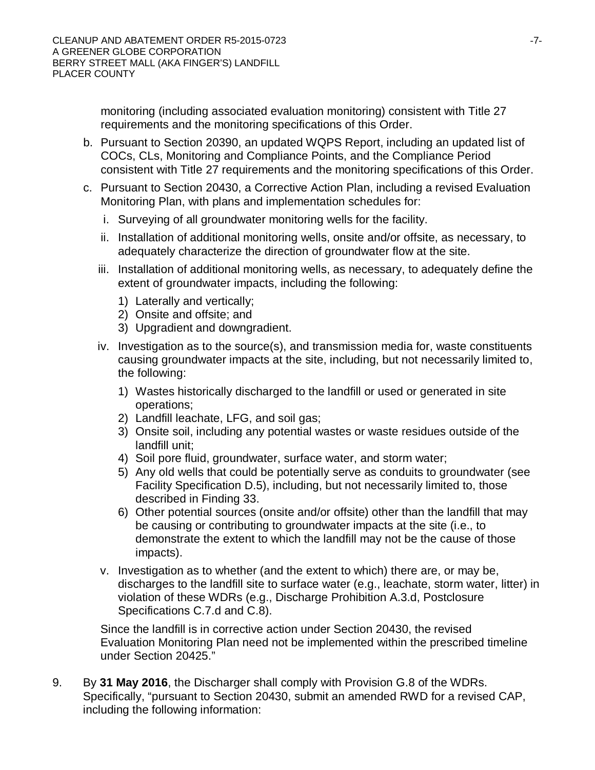monitoring (including associated evaluation monitoring) consistent with Title 27 requirements and the monitoring specifications of this Order.

b. Pursuant to Section 20390, an updated WQPS Report, including an updated list of COCs, CLs, Monitoring and Compliance Points, and the Compliance Period consistent with Title 27 requirements and the monitoring specifications of this Order.

c. Pursuant to Section 20430, a Corrective Action Plan, including a revised Evaluation Monitoring Plan, with plans and implementation schedules for:

   i. Surveying of all groundwater monitoring wells for the facility.

   ii. Installation of additional monitoring wells, onsite and/or offsite, as necessary, to adequately characterize the direction of groundwater flow at the site.

   iii. Installation of additional monitoring wells, as necessary, to adequately define the extent of groundwater impacts, including the following:

      1) Laterally and vertically;
      2) Onsite and offsite; and
      3) Upgradient and downgradient.

   iv. Investigation as to the source(s), and transmission media for, waste constituents causing groundwater impacts at the site, including, but not necessarily limited to, the following:

      1) Wastes historically discharged to the landfill or used or generated in site operations;
      2) Landfill leachate, LFG, and soil gas;
      3) Onsite soil, including any potential wastes or waste residues outside of the landfill unit;
      4) Soil pore fluid, groundwater, surface water, and storm water;
      5) Any old wells that could be potentially serve as conduits to groundwater (see Facility Specification D.5), including, but not necessarily limited to, those described in Finding 33.
      6) Other potential sources (onsite and/or offsite) other than the landfill that may be causing or contributing to groundwater impacts at the site (i.e., to demonstrate the extent to which the landfill may not be the cause of those impacts).

   v. Investigation as to whether (and the extent to which) there are, or may be, discharges to the landfill site to surface water (e.g., leachate, storm water, litter) in violation of these WDRs (e.g., Discharge Prohibition A.3.d, Postclosure Specifications C.7.d and C.8).

   Since the landfill is in corrective action under Section 20430, the revised Evaluation Monitoring Plan need not be implemented within the prescribed timeline under Section 20425."

9. By **31 May 2016**, the Discharger shall comply with Provision G.8 of the WDRs. Specifically, "pursuant to Section 20430, submit an amended RWD for a revised CAP, including the following information: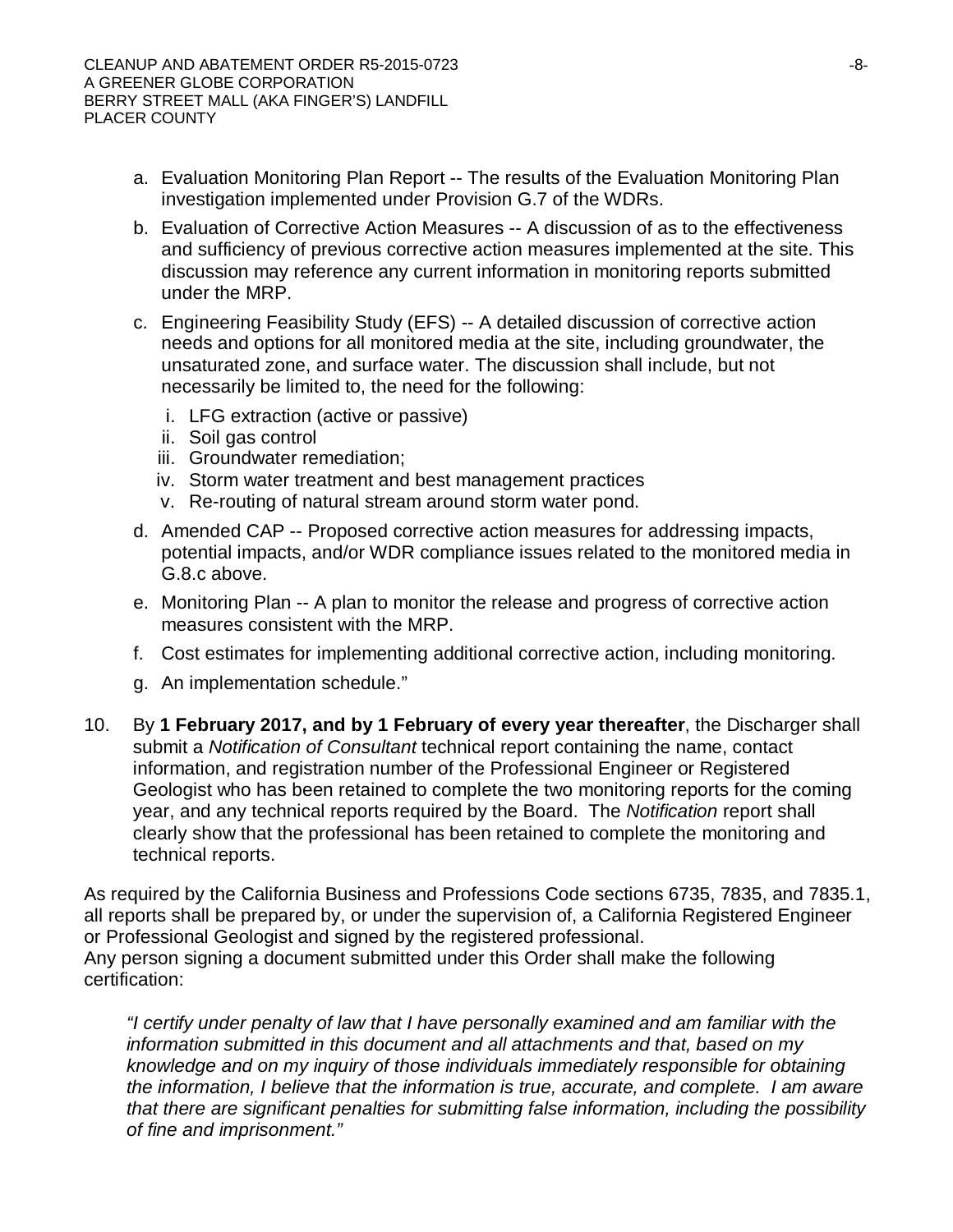a. Evaluation Monitoring Plan Report -- The results of the Evaluation Monitoring Plan investigation implemented under Provision G.7 of the WDRs.

b. Evaluation of Corrective Action Measures -- A discussion of as to the effectiveness and sufficiency of previous corrective action measures implemented at the site. This discussion may reference any current information in monitoring reports submitted under the MRP.

c. Engineering Feasibility Study (EFS) -- A detailed discussion of corrective action needs and options for all monitored media at the site, including groundwater, the unsaturated zone, and surface water. The discussion shall include, but not necessarily be limited to, the need for the following:

   i. LFG extraction (active or passive)
   ii. Soil gas control
   iii. Groundwater remediation;
   iv. Storm water treatment and best management practices
   v. Re-routing of natural stream around storm water pond.

d. Amended CAP -- Proposed corrective action measures for addressing impacts, potential impacts, and/or WDR compliance issues related to the monitored media in G.8.c above.

e. Monitoring Plan -- A plan to monitor the release and progress of corrective action measures consistent with the MRP.

f. Cost estimates for implementing additional corrective action, including monitoring.

g. An implementation schedule."

10. By **1 February 2017, and by 1 February of every year thereafter**, the Discharger shall submit a *Notification of Consultant* technical report containing the name, contact information, and registration number of the Professional Engineer or Registered Geologist who has been retained to complete the two monitoring reports for the coming year, and any technical reports required by the Board. The *Notification* report shall clearly show that the professional has been retained to complete the monitoring and technical reports.

As required by the California Business and Professions Code sections 6735, 7835, and 7835.1, all reports shall be prepared by, or under the supervision of, a California Registered Engineer or Professional Geologist and signed by the registered professional.
Any person signing a document submitted under this Order shall make the following certification:

*"I certify under penalty of law that I have personally examined and am familiar with the information submitted in this document and all attachments and that, based on my knowledge and on my inquiry of those individuals immediately responsible for obtaining the information, I believe that the information is true, accurate, and complete. I am aware that there are significant penalties for submitting false information, including the possibility of fine and imprisonment."*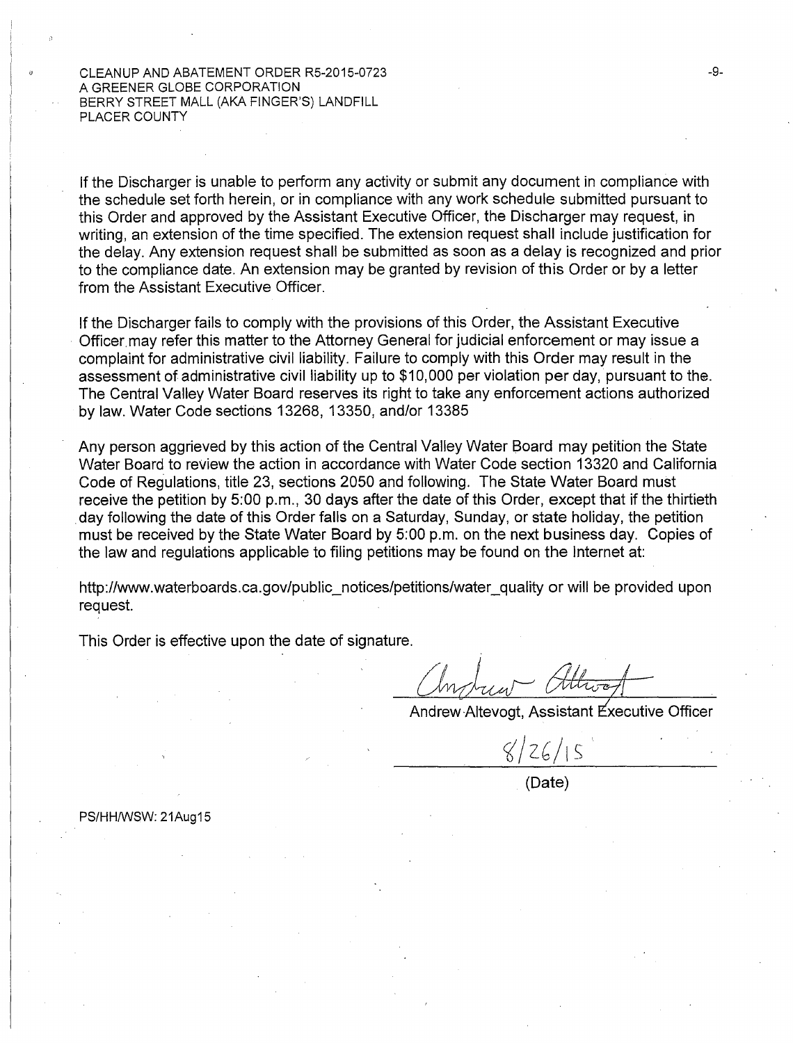If the Discharger is unable to perform any activity or submit any document in compliance with the schedule set forth herein, or in compliance with any work schedule submitted pursuant to this Order and approved by the Assistant Executive Officer, the Discharger may request, in writing, an extension of the time specified. The extension request shall include justification for the delay. Any extension request shall be submitted as soon as a delay is recognized and prior to the compliance date. An extension may be granted by revision of this Order or by a letter from the Assistant Executive Officer.

If the Discharger fails to comply with the provisions of this Order, the Assistant Executive Officer may refer this matter to the Attorney General for judicial enforcement or may issue a complaint for administrative civil liability. Failure to comply with this Order may result in the assessment of administrative civil liability up to $10,000 per violation per day, pursuant to the. The Central Valley Water Board reserves its right to take any enforcement actions authorized by law. Water Code sections 13268, 13350, and/or 13385

Any person aggrieved by this action of the Central Valley Water Board may petition the State Water Board to review the action in accordance with Water Code section 13320 and California Code of Regulations, title 23, sections 2050 and following. The State Water Board must receive the petition by 5:00 p.m., 30 days after the date of this Order, except that if the thirtieth day following the date of this Order falls on a Saturday, Sunday, or state holiday, the petition must be received by the State Water Board by 5:00 p.m. on the next business day. Copies of the law and regulations applicable to filing petitions may be found on the Internet at:

http://www.waterboards.ca.gov/public_notices/petitions/water_quality or will be provided upon request.

This Order is effective upon the date of signature.

Andrew Altevogt, Assistant Executive Officer

8/26/15

(Date)

PS/HH/WSW: 21Aug15